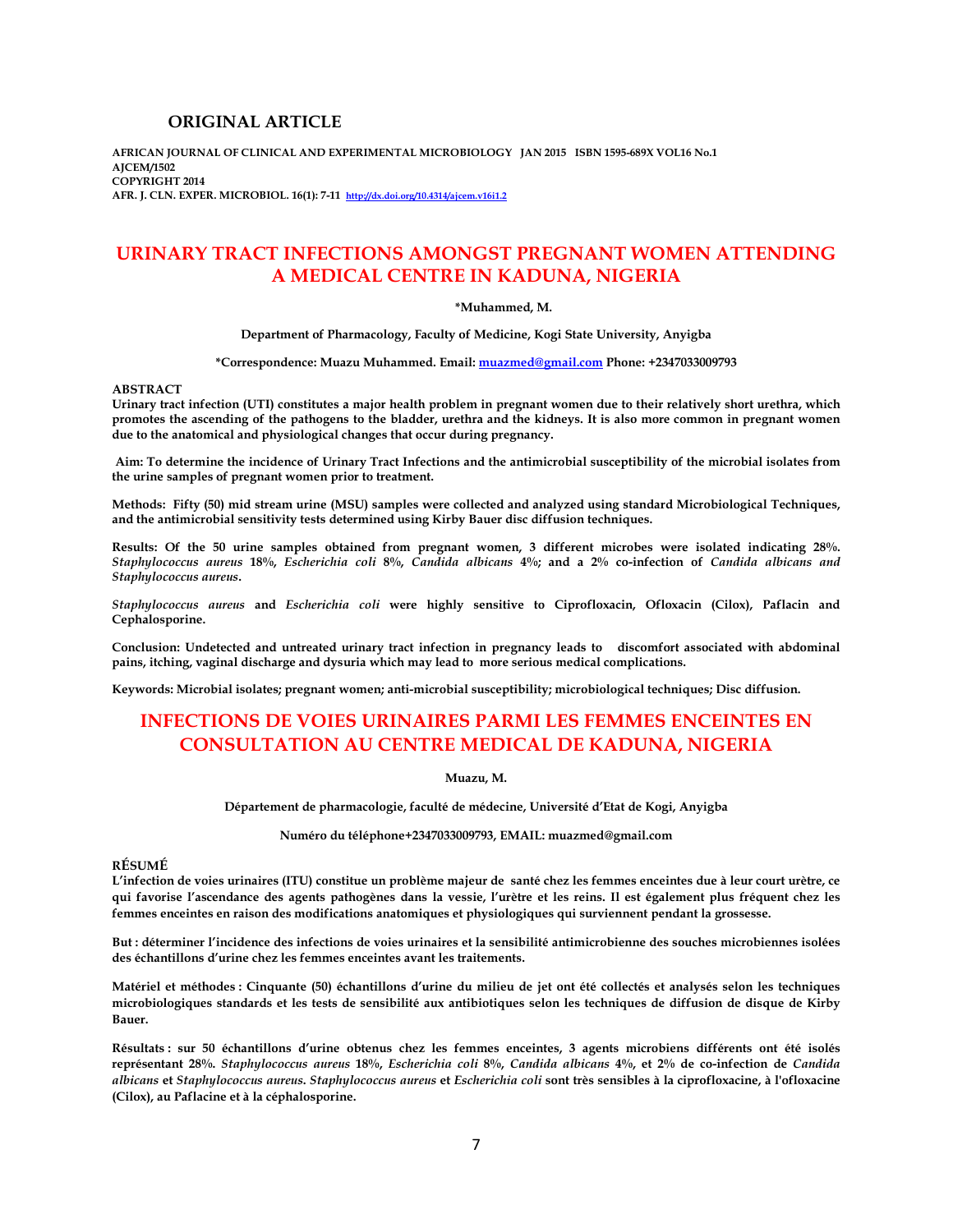# ORIGINAL ARTICLE

**AFRICAN JOURNAL OF CLINICAL AND EXPERIMENTAL MICROBIOLOGY JAN 2015 ISBN 1595-689X VOL16 No.1**
**AJCEM/1502**
**COPYRIGHT 2014**
**AFR. J. CLN. EXPER. MICROBIOL. 16(1): 7-11** http://dx.doi.org/10.4314/ajcem.v16i1.2

# URINARY TRACT INFECTIONS AMONGST PREGNANT WOMEN ATTENDING A MEDICAL CENTRE IN KADUNA, NIGERIA

**\*Muhammed, M.**

**Department of Pharmacology, Faculty of Medicine, Kogi State University, Anyigba**

**\*Correspondence: Muazu Muhammed. Email: muazmed@gmail.com Phone: +2347033009793**

## ABSTRACT

**Urinary tract infection (UTI) constitutes a major health problem in pregnant women due to their relatively short urethra, which promotes the ascending of the pathogens to the bladder, urethra and the kidneys. It is also more common in pregnant women due to the anatomical and physiological changes that occur during pregnancy.**

**Aim: To determine the incidence of Urinary Tract Infections and the antimicrobial susceptibility of the microbial isolates from the urine samples of pregnant women prior to treatment.**

**Methods: Fifty (50) mid stream urine (MSU) samples were collected and analyzed using standard Microbiological Techniques, and the antimicrobial sensitivity tests determined using Kirby Bauer disc diffusion techniques.**

**Results: Of the 50 urine samples obtained from pregnant women, 3 different microbes were isolated indicating 28%. *Staphylococcus aureus* 18%, *Escherichia coli* 8%, *Candida albicans* 4%; and a 2% co-infection of *Candida albicans and Staphylococcus aureus*.**

***Staphylococcus aureus* and *Escherichia coli* were highly sensitive to Ciprofloxacin, Ofloxacin (Cilox), Paflacin and Cephalosporine.**

**Conclusion: Undetected and untreated urinary tract infection in pregnancy leads to discomfort associated with abdominal pains, itching, vaginal discharge and dysuria which may lead to more serious medical complications.**

**Keywords: Microbial isolates; pregnant women; anti-microbial susceptibility; microbiological techniques; Disc diffusion.**

# INFECTIONS DE VOIES URINAIRES PARMI LES FEMMES ENCEINTES EN CONSULTATION AU CENTRE MEDICAL DE KADUNA, NIGERIA

**Muazu, M.**

**Département de pharmacologie, faculté de médecine, Université d'Etat de Kogi, Anyigba**

**Numéro du téléphone+2347033009793, EMAIL: muazmed@gmail.com**

## RÉSUMÉ

**L'infection de voies urinaires (ITU) constitue un problème majeur de santé chez les femmes enceintes due à leur court urètre, ce qui favorise l'ascendance des agents pathogènes dans la vessie, l'urètre et les reins. Il est également plus fréquent chez les femmes enceintes en raison des modifications anatomiques et physiologiques qui surviennent pendant la grossesse.**

**But : déterminer l'incidence des infections de voies urinaires et la sensibilité antimicrobienne des souches microbiennes isolées des échantillons d'urine chez les femmes enceintes avant les traitements.**

**Matériel et méthodes : Cinquante (50) échantillons d'urine du milieu de jet ont été collectés et analysés selon les techniques microbiologiques standards et les tests de sensibilité aux antibiotiques selon les techniques de diffusion de disque de Kirby Bauer.**

**Résultats : sur 50 échantillons d'urine obtenus chez les femmes enceintes, 3 agents microbiens différents ont été isolés représentant 28%. *Staphylococcus aureus* 18%, *Escherichia coli* 8%, *Candida albicans* 4%, et 2% de co-infection de *Candida albicans* et *Staphylococcus aureus*. *Staphylococcus aureus* et *Escherichia coli* sont très sensibles à la ciprofloxacine, à l'ofloxacine (Cilox), au Paflacine et à la céphalosporine.**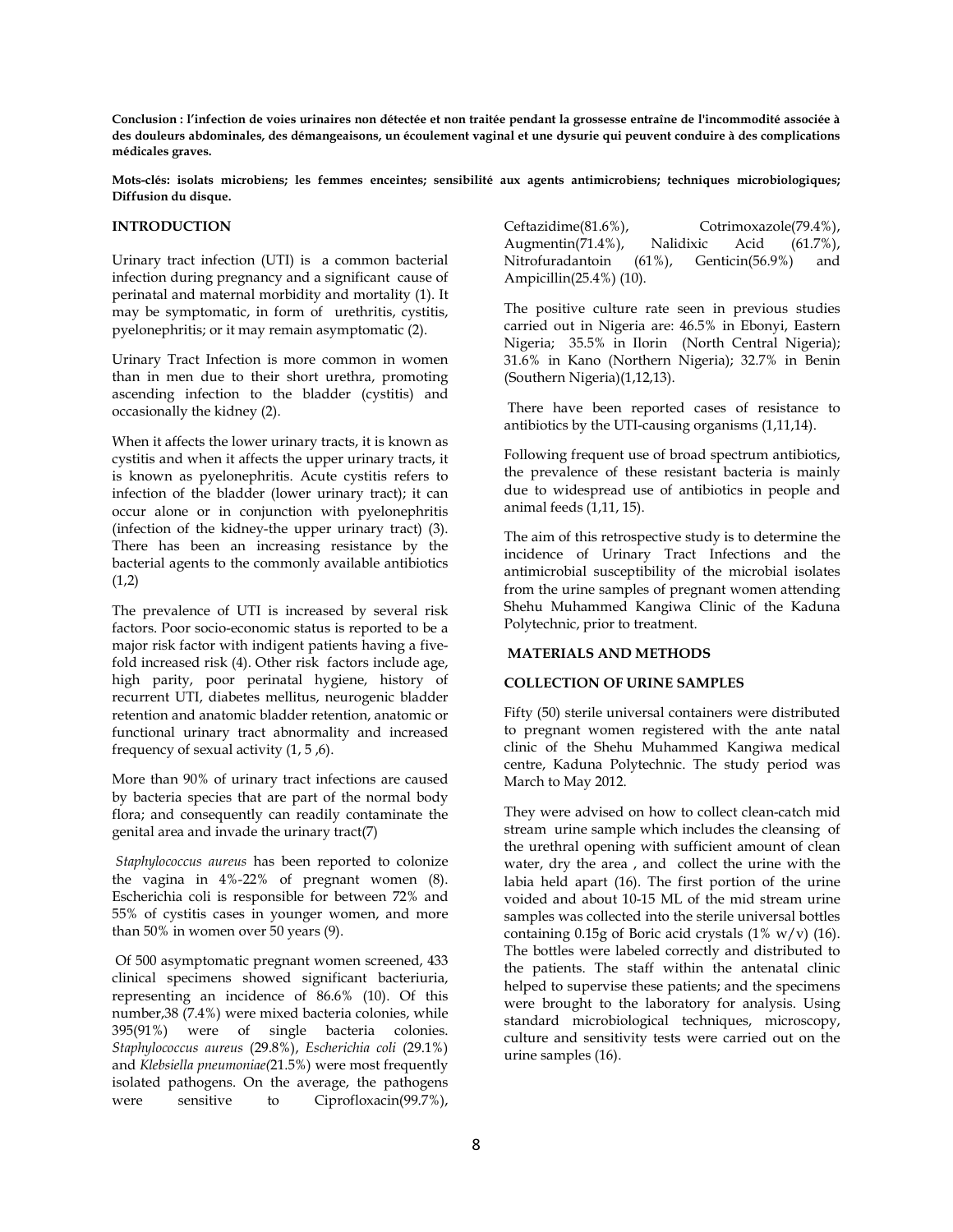**Conclusion : l'infection de voies urinaires non détectée et non traitée pendant la grossesse entraîne de l'incommodité associée à des douleurs abdominales, des démangeaisons, un écoulement vaginal et une dysurie qui peuvent conduire à des complications médicales graves.**

**Mots-clés: isolats microbiens; les femmes enceintes; sensibilité aux agents antimicrobiens; techniques microbiologiques; Diffusion du disque.**

## INTRODUCTION

Urinary tract infection (UTI) is a common bacterial infection during pregnancy and a significant cause of perinatal and maternal morbidity and mortality (1). It may be symptomatic, in form of urethritis, cystitis, pyelonephritis; or it may remain asymptomatic (2).

Urinary Tract Infection is more common in women than in men due to their short urethra, promoting ascending infection to the bladder (cystitis) and occasionally the kidney (2).

When it affects the lower urinary tracts, it is known as cystitis and when it affects the upper urinary tracts, it is known as pyelonephritis. Acute cystitis refers to infection of the bladder (lower urinary tract); it can occur alone or in conjunction with pyelonephritis (infection of the kidney-the upper urinary tract) (3). There has been an increasing resistance by the bacterial agents to the commonly available antibiotics (1,2)

The prevalence of UTI is increased by several risk factors. Poor socio-economic status is reported to be a major risk factor with indigent patients having a five-fold increased risk (4). Other risk factors include age, high parity, poor perinatal hygiene, history of recurrent UTI, diabetes mellitus, neurogenic bladder retention and anatomic bladder retention, anatomic or functional urinary tract abnormality and increased frequency of sexual activity (1, 5 ,6).

More than 90% of urinary tract infections are caused by bacteria species that are part of the normal body flora; and consequently can readily contaminate the genital area and invade the urinary tract(7)

*Staphylococcus aureus* has been reported to colonize the vagina in 4%-22% of pregnant women (8). Escherichia coli is responsible for between 72% and 55% of cystitis cases in younger women, and more than 50% in women over 50 years (9).

Of 500 asymptomatic pregnant women screened, 433 clinical specimens showed significant bacteriuria, representing an incidence of 86.6% (10). Of this number,38 (7.4%) were mixed bacteria colonies, while 395(91%) were of single bacteria colonies. *Staphylococcus aureus* (29.8%), *Escherichia coli* (29.1%) and *Klebsiella pneumoniae*(21.5%) were most frequently isolated pathogens. On the average, the pathogens were sensitive to Ciprofloxacin(99.7%), Ceftazidime(81.6%), Cotrimoxazole(79.4%), Augmentin(71.4%), Nalidixic Acid (61.7%), Nitrofuradantoin (61%), Genticin(56.9%) and Ampicillin(25.4%) (10).

The positive culture rate seen in previous studies carried out in Nigeria are: 46.5% in Ebonyi, Eastern Nigeria; 35.5% in Ilorin (North Central Nigeria); 31.6% in Kano (Northern Nigeria); 32.7% in Benin (Southern Nigeria)(1,12,13).

There have been reported cases of resistance to antibiotics by the UTI-causing organisms (1,11,14).

Following frequent use of broad spectrum antibiotics, the prevalence of these resistant bacteria is mainly due to widespread use of antibiotics in people and animal feeds (1,11, 15).

The aim of this retrospective study is to determine the incidence of Urinary Tract Infections and the antimicrobial susceptibility of the microbial isolates from the urine samples of pregnant women attending Shehu Muhammed Kangiwa Clinic of the Kaduna Polytechnic, prior to treatment.

## MATERIALS AND METHODS

### COLLECTION OF URINE SAMPLES

Fifty (50) sterile universal containers were distributed to pregnant women registered with the ante natal clinic of the Shehu Muhammed Kangiwa medical centre, Kaduna Polytechnic. The study period was March to May 2012.

They were advised on how to collect clean-catch mid stream urine sample which includes the cleansing of the urethral opening with sufficient amount of clean water, dry the area , and collect the urine with the labia held apart (16). The first portion of the urine voided and about 10-15 ML of the mid stream urine samples was collected into the sterile universal bottles containing 0.15g of Boric acid crystals (1% w/v) (16). The bottles were labeled correctly and distributed to the patients. The staff within the antenatal clinic helped to supervise these patients; and the specimens were brought to the laboratory for analysis. Using standard microbiological techniques, microscopy, culture and sensitivity tests were carried out on the urine samples (16).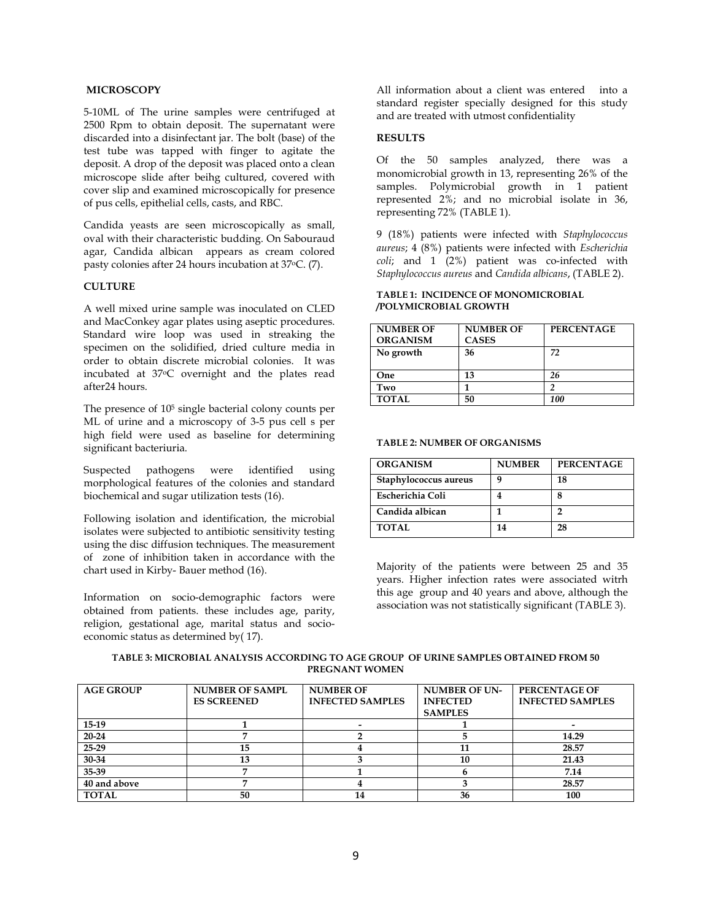### MICROSCOPY

5-10ML of The urine samples were centrifuged at 2500 Rpm to obtain deposit. The supernatant were discarded into a disinfectant jar. The bolt (base) of the test tube was tapped with finger to agitate the deposit. A drop of the deposit was placed onto a clean microscope slide after beihg cultured, covered with cover slip and examined microscopically for presence of pus cells, epithelial cells, casts, and RBC.

Candida yeasts are seen microscopically as small, oval with their characteristic budding. On Sabouraud agar, Candida albican appears as cream colored pasty colonies after 24 hours incubation at 37°C. (7).

### CULTURE

A well mixed urine sample was inoculated on CLED and MacConkey agar plates using aseptic procedures. Standard wire loop was used in streaking the specimen on the solidified, dried culture media in order to obtain discrete microbial colonies. It was incubated at 37°C overnight and the plates read after24 hours.

The presence of $10^5$ single bacterial colony counts per ML of urine and a microscopy of 3-5 pus cell s per high field were used as baseline for determining significant bacteriuria.

Suspected pathogens were identified using morphological features of the colonies and standard biochemical and sugar utilization tests (16).

Following isolation and identification, the microbial isolates were subjected to antibiotic sensitivity testing using the disc diffusion techniques. The measurement of zone of inhibition taken in accordance with the chart used in Kirby- Bauer method (16).

Information on socio-demographic factors were obtained from patients. these includes age, parity, religion, gestational age, marital status and socio-economic status as determined by( 17).

All information about a client was entered into a standard register specially designed for this study and are treated with utmost confidentiality

### RESULTS

Of the 50 samples analyzed, there was a monomicrobial growth in 13, representing 26% of the samples. Polymicrobial growth in 1 patient represented 2%; and no microbial isolate in 36, representing 72% (TABLE 1).

9 (18%) patients were infected with *Staphylococcus aureus*; 4 (8%) patients were infected with *Escherichia coli*; and 1 (2%) patient was co-infected with *Staphylococcus aureus* and *Candida albicans*, (TABLE 2).

**TABLE 1: INCIDENCE OF MONOMICROBIAL /POLYMICROBIAL GROWTH**

| NUMBER OF ORGANISM | NUMBER OF CASES | PERCENTAGE |
|---|---|---|
| No growth | 36 | *72* |
| One | 13 | *26* |
| Two | 1 | *2* |
| TOTAL | 50 | *100* |

**TABLE 2: NUMBER OF ORGANISMS**

| ORGANISM | NUMBER | PERCENTAGE |
|---|---|---|
| Staphylococcus aureus | 9 | 18 |
| Escherichia Coli | 4 | 8 |
| Candida albican | 1 | 2 |
| TOTAL | 14 | 28 |

Majority of the patients were between 25 and 35 years. Higher infection rates were associated witrh this age group and 40 years and above, although the association was not statistically significant (TABLE 3).

**TABLE 3: MICROBIAL ANALYSIS ACCORDING TO AGE GROUP OF URINE SAMPLES OBTAINED FROM 50 PREGNANT WOMEN**

| AGE GROUP | NUMBER OF SAMPL ES SCREENED | NUMBER OF INFECTED SAMPLES | NUMBER OF UN-INFECTED SAMPLES | PERCENTAGE OF INFECTED SAMPLES |
|---|---|---|---|---|
| 15-19 | 1 | - | 1 | - |
| 20-24 | 7 | 2 | 5 | 14.29 |
| 25-29 | 15 | 4 | 11 | 28.57 |
| 30-34 | 13 | 3 | 10 | 21.43 |
| 35-39 | 7 | 1 | 6 | 7.14 |
| 40 and above | 7 | 4 | 3 | 28.57 |
| TOTAL | 50 | 14 | 36 | 100 |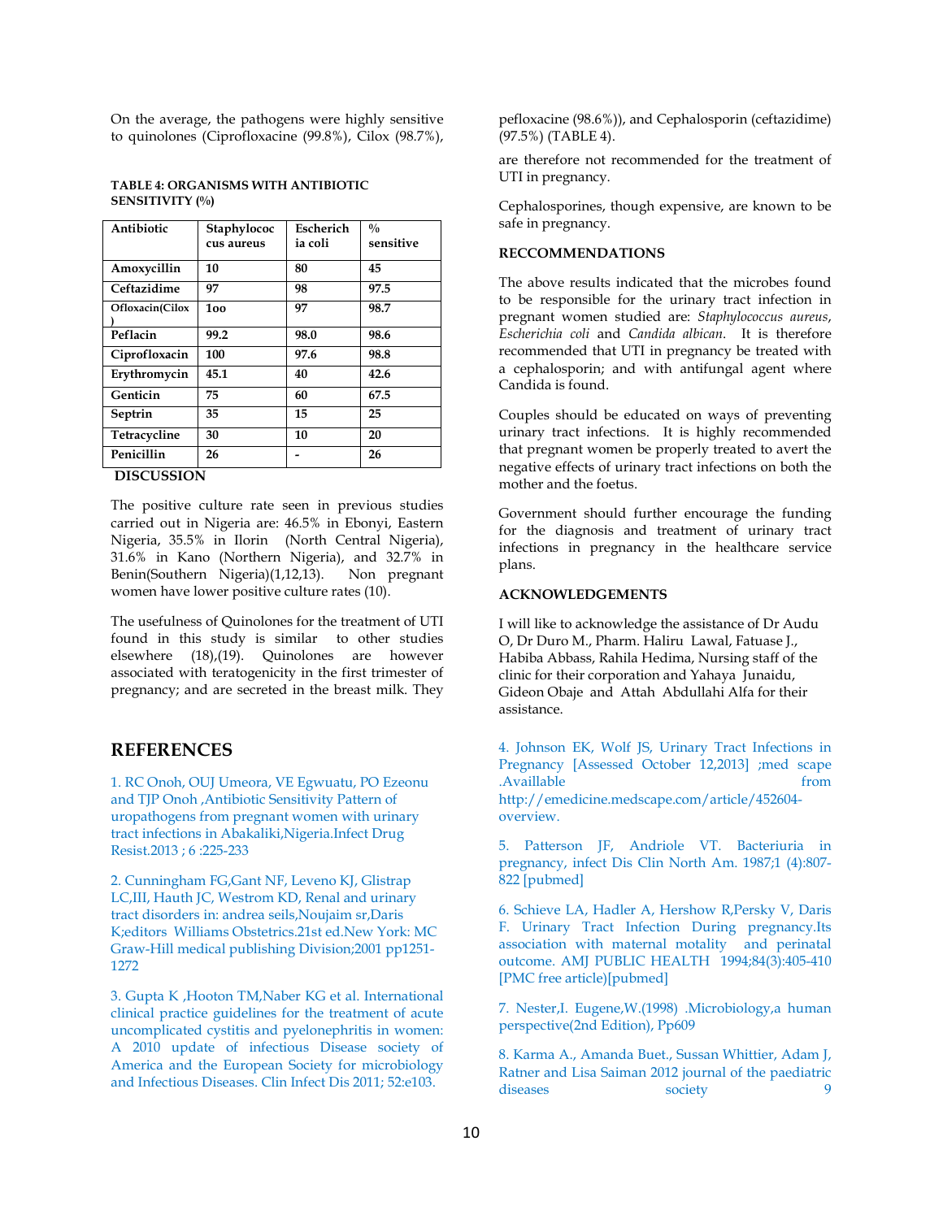On the average, the pathogens were highly sensitive to quinolones (Ciprofloxacine (99.8%), Cilox (98.7%), pefloxacine (98.6%)), and Cephalosporin (ceftazidime) (97.5%) (TABLE 4).

**TABLE 4: ORGANISMS WITH ANTIBIOTIC SENSITIVITY (%)**

| Antibiotic | Staphylococcus aureus | Escherichia coli | % sensitive |
|---|---|---|---|
| Amoxycillin | 10 | 80 | 45 |
| Ceftazidime | 97 | 98 | 97.5 |
| Ofloxacin(Cilox) | 1oo | 97 | 98.7 |
| Peflacin | 99.2 | 98.0 | 98.6 |
| Ciprofloxacin | 100 | 97.6 | 98.8 |
| Erythromycin | 45.1 | 40 | 42.6 |
| Genticin | 75 | 60 | 67.5 |
| Septrin | 35 | 15 | 25 |
| Tetracycline | 30 | 10 | 20 |
| Penicillin | 26 | - | 26 |

## DISCUSSION

The positive culture rate seen in previous studies carried out in Nigeria are: 46.5% in Ebonyi, Eastern Nigeria, 35.5% in Ilorin (North Central Nigeria), 31.6% in Kano (Northern Nigeria), and 32.7% in Benin(Southern Nigeria)(1,12,13). Non pregnant women have lower positive culture rates (10).

The usefulness of Quinolones for the treatment of UTI found in this study is similar to other studies elsewhere (18),(19). Quinolones are however associated with teratogenicity in the first trimester of pregnancy; and are secreted in the breast milk. They are therefore not recommended for the treatment of UTI in pregnancy.

Cephalosporines, though expensive, are known to be safe in pregnancy.

## RECCOMMENDATIONS

The above results indicated that the microbes found to be responsible for the urinary tract infection in pregnant women studied are: *Staphylococcus aureus*, *Escherichia coli* and *Candida albican*. It is therefore recommended that UTI in pregnancy be treated with a cephalosporin; and with antifungal agent where Candida is found.

Couples should be educated on ways of preventing urinary tract infections. It is highly recommended that pregnant women be properly treated to avert the negative effects of urinary tract infections on both the mother and the foetus.

Government should further encourage the funding for the diagnosis and treatment of urinary tract infections in pregnancy in the healthcare service plans.

## ACKNOWLEDGEMENTS

I will like to acknowledge the assistance of Dr Audu O, Dr Duro M., Pharm. Haliru Lawal, Fatuase J., Habiba Abbass, Rahila Hedima, Nursing staff of the clinic for their corporation and Yahaya Junaidu, Gideon Obaje and Attah Abdullahi Alfa for their assistance.

## REFERENCES

1. RC Onoh, OUJ Umeora, VE Egwuatu, PO Ezeonu and TJP Onoh ,Antibiotic Sensitivity Pattern of uropathogens from pregnant women with urinary tract infections in Abakaliki,Nigeria.Infect Drug Resist.2013 ; 6 :225-233

2. Cunningham FG,Gant NF, Leveno KJ, Glistrap LC,III, Hauth JC, Westrom KD, Renal and urinary tract disorders in: andrea seils,Noujaim sr,Daris K;editors Williams Obstetrics.21st ed.New York: MC Graw-Hill medical publishing Division;2001 pp1251-1272

3. Gupta K ,Hooton TM,Naber KG et al. International clinical practice guidelines for the treatment of acute uncomplicated cystitis and pyelonephritis in women: A 2010 update of infectious Disease society of America and the European Society for microbiology and Infectious Diseases. Clin Infect Dis 2011; 52:e103.

4. Johnson EK, Wolf JS, Urinary Tract Infections in Pregnancy [Assessed October 12,2013] ;med scape .Availlable from http://emedicine.medscape.com/article/452604-overview.

5. Patterson JF, Andriole VT. Bacteriuria in pregnancy, infect Dis Clin North Am. 1987;1 (4):807-822 [pubmed]

6. Schieve LA, Hadler A, Hershow R,Persky V, Daris F. Urinary Tract Infection During pregnancy.Its association with maternal motality and perinatal outcome. AMJ PUBLIC HEALTH 1994;84(3):405-410 [PMC free article][pubmed]

7. Nester,I. Eugene,W.(1998) .Microbiology,a human perspective(2nd Edition), Pp609

8. Karma A., Amanda Buet., Sussan Whittier, Adam J, Ratner and Lisa Saiman 2012 journal of the paediatric diseases society 9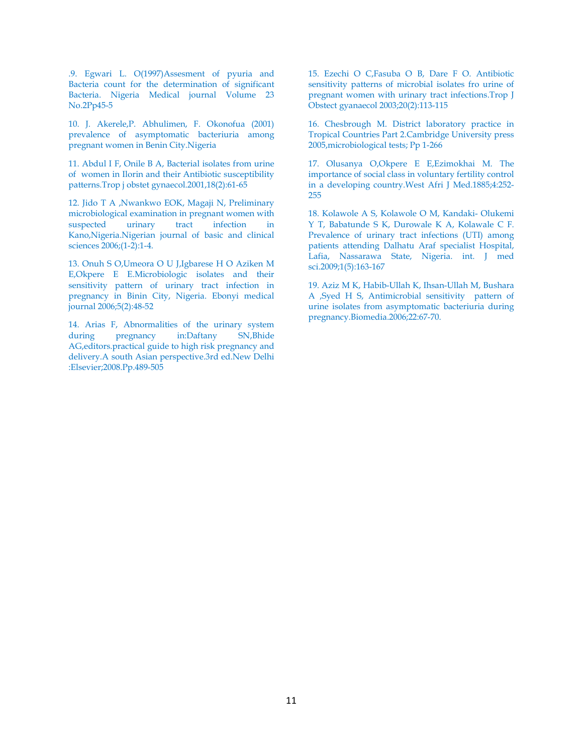.9. Egwari L. O(1997)Assesment of pyuria and Bacteria count for the determination of significant Bacteria. Nigeria Medical journal Volume 23 No.2Pp45-5

10. J. Akerele,P. Abhulimen, F. Okonofua (2001) prevalence of asymptomatic bacteriuria among pregnant women in Benin City.Nigeria

11. Abdul I F, Onile B A, Bacterial isolates from urine of women in Ilorin and their Antibiotic susceptibility patterns.Trop j obstet gynaecol.2001,18(2):61-65

12. Jido T A ,Nwankwo EOK, Magaji N, Preliminary microbiological examination in pregnant women with suspected urinary tract infection in Kano,Nigeria.Nigerian journal of basic and clinical sciences 2006;(1-2):1-4.

13. Onuh S O,Umeora O U J,Igbarese H O Aziken M E,Okpere E E.Microbiologic isolates and their sensitivity pattern of urinary tract infection in pregnancy in Binin City, Nigeria. Ebonyi medical journal 2006;5(2):48-52

14. Arias F, Abnormalities of the urinary system during pregnancy in:Daftany SN,Bhide AG,editors.practical guide to high risk pregnancy and delivery.A south Asian perspective.3rd ed.New Delhi :Elsevier;2008.Pp.489-505

15. Ezechi O C,Fasuba O B, Dare F O. Antibiotic sensitivity patterns of microbial isolates fro urine of pregnant women with urinary tract infections.Trop J Obstect gyanaecol 2003;20(2):113-115

16. Chesbrough M. District laboratory practice in Tropical Countries Part 2.Cambridge University press 2005,microbiological tests; Pp 1-266

17. Olusanya O,Okpere E E,Ezimokhai M. The importance of social class in voluntary fertility control in a developing country.West Afri J Med.1885;4:252-255

18. Kolawole A S, Kolawole O M, Kandaki- Olukemi Y T, Babatunde S K, Durowale K A, Kolawale C F. Prevalence of urinary tract infections (UTI) among patients attending Dalhatu Araf specialist Hospital, Lafia, Nassarawa State, Nigeria. int. J med sci.2009;1(5):163-167

19. Aziz M K, Habib-Ullah K, Ihsan-Ullah M, Bushara A ,Syed H S, Antimicrobial sensitivity pattern of urine isolates from asymptomatic bacteriuria during pregnancy.Biomedia.2006;22:67-70.